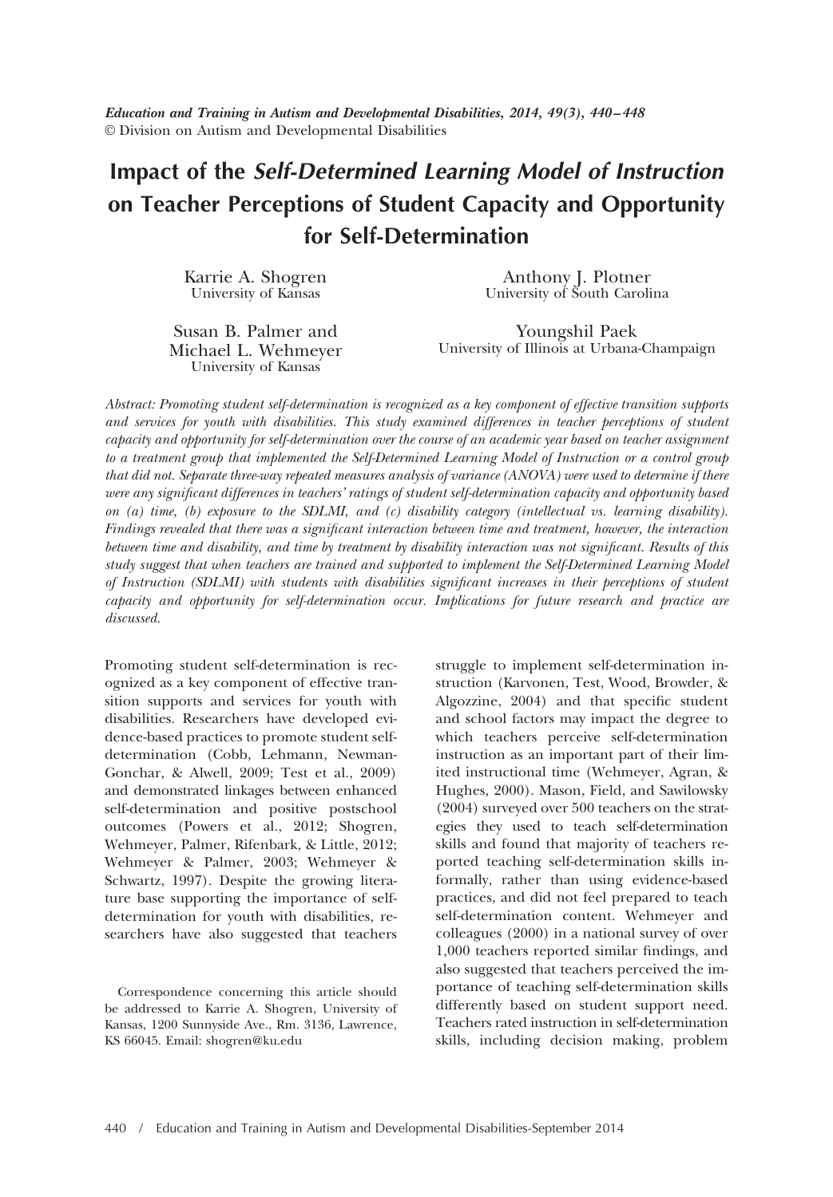*Education and Training in Autism and Developmental Disabilities, 2014, 49(3), 440–448*
© Division on Autism and Developmental Disabilities

# Impact of the *Self-Determined Learning Model of Instruction* on Teacher Perceptions of Student Capacity and Opportunity for Self-Determination

Karrie A. Shogren
University of Kansas

Anthony J. Plotner
University of South Carolina

Susan B. Palmer and Michael L. Wehmeyer
University of Kansas

Youngshil Paek
University of Illinois at Urbana-Champaign

*Abstract: Promoting student self-determination is recognized as a key component of effective transition supports and services for youth with disabilities. This study examined differences in teacher perceptions of student capacity and opportunity for self-determination over the course of an academic year based on teacher assignment to a treatment group that implemented the Self-Determined Learning Model of Instruction or a control group that did not. Separate three-way repeated measures analysis of variance (ANOVA) were used to determine if there were any significant differences in teachers' ratings of student self-determination capacity and opportunity based on (a) time, (b) exposure to the SDLMI, and (c) disability category (intellectual vs. learning disability). Findings revealed that there was a significant interaction between time and treatment, however, the interaction between time and disability, and time by treatment by disability interaction was not significant. Results of this study suggest that when teachers are trained and supported to implement the Self-Determined Learning Model of Instruction (SDLMI) with students with disabilities significant increases in their perceptions of student capacity and opportunity for self-determination occur. Implications for future research and practice are discussed.*

Promoting student self-determination is recognized as a key component of effective transition supports and services for youth with disabilities. Researchers have developed evidence-based practices to promote student self-determination (Cobb, Lehmann, Newman-Gonchar, & Alwell, 2009; Test et al., 2009) and demonstrated linkages between enhanced self-determination and positive postschool outcomes (Powers et al., 2012; Shogren, Wehmeyer, Palmer, Rifenbark, & Little, 2012; Wehmeyer & Palmer, 2003; Wehmeyer & Schwartz, 1997). Despite the growing literature base supporting the importance of self-determination for youth with disabilities, researchers have also suggested that teachers struggle to implement self-determination instruction (Karvonen, Test, Wood, Browder, & Algozzine, 2004) and that specific student and school factors may impact the degree to which teachers perceive self-determination instruction as an important part of their limited instructional time (Wehmeyer, Agran, & Hughes, 2000). Mason, Field, and Sawilowsky (2004) surveyed over 500 teachers on the strategies they used to teach self-determination skills and found that majority of teachers reported teaching self-determination skills informally, rather than using evidence-based practices, and did not feel prepared to teach self-determination content. Wehmeyer and colleagues (2000) in a national survey of over 1,000 teachers reported similar findings, and also suggested that teachers perceived the importance of teaching self-determination skills differently based on student support need. Teachers rated instruction in self-determination skills, including decision making, problem

Correspondence concerning this article should be addressed to Karrie A. Shogren, University of Kansas, 1200 Sunnyside Ave., Rm. 3136, Lawrence, KS 66045. Email: shogren@ku.edu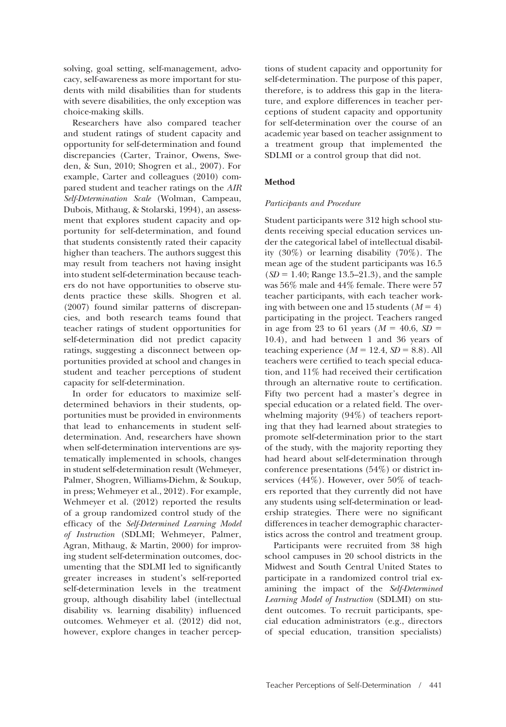solving, goal setting, self-management, advocacy, self-awareness as more important for students with mild disabilities than for students with severe disabilities, the only exception was choice-making skills.

Researchers have also compared teacher and student ratings of student capacity and opportunity for self-determination and found discrepancies (Carter, Trainor, Owens, Sweden, & Sun, 2010; Shogren et al., 2007). For example, Carter and colleagues (2010) compared student and teacher ratings on the *AIR Self-Determination Scale* (Wolman, Campeau, Dubois, Mithaug, & Stolarski, 1994), an assessment that explores student capacity and opportunity for self-determination, and found that students consistently rated their capacity higher than teachers. The authors suggest this may result from teachers not having insight into student self-determination because teachers do not have opportunities to observe students practice these skills. Shogren et al. (2007) found similar patterns of discrepancies, and both research teams found that teacher ratings of student opportunities for self-determination did not predict capacity ratings, suggesting a disconnect between opportunities provided at school and changes in student and teacher perceptions of student capacity for self-determination.

In order for educators to maximize self-determined behaviors in their students, opportunities must be provided in environments that lead to enhancements in student self-determination. And, researchers have shown when self-determination interventions are systematically implemented in schools, changes in student self-determination result (Wehmeyer, Palmer, Shogren, Williams-Diehm, & Soukup, in press; Wehmeyer et al., 2012). For example, Wehmeyer et al. (2012) reported the results of a group randomized control study of the efficacy of the *Self-Determined Learning Model of Instruction* (SDLMI; Wehmeyer, Palmer, Agran, Mithaug, & Martin, 2000) for improving student self-determination outcomes, documenting that the SDLMI led to significantly greater increases in student's self-reported self-determination levels in the treatment group, although disability label (intellectual disability vs. learning disability) influenced outcomes. Wehmeyer et al. (2012) did not, however, explore changes in teacher perceptions of student capacity and opportunity for self-determination. The purpose of this paper, therefore, is to address this gap in the literature, and explore differences in teacher perceptions of student capacity and opportunity for self-determination over the course of an academic year based on teacher assignment to a treatment group that implemented the SDLMI or a control group that did not.

## Method

### *Participants and Procedure*

Student participants were 312 high school students receiving special education services under the categorical label of intellectual disability (30%) or learning disability (70%). The mean age of the student participants was 16.5 ($SD$ = 1.40; Range 13.5–21.3), and the sample was 56% male and 44% female. There were 57 teacher participants, with each teacher working with between one and 15 students ($M$ = 4) participating in the project. Teachers ranged in age from 23 to 61 years ($M$ = 40.6, $SD$ = 10.4), and had between 1 and 36 years of teaching experience ($M$ = 12.4, $SD$ = 8.8). All teachers were certified to teach special education, and 11% had received their certification through an alternative route to certification. Fifty two percent had a master's degree in special education or a related field. The overwhelming majority (94%) of teachers reporting that they had learned about strategies to promote self-determination prior to the start of the study, with the majority reporting they had heard about self-determination through conference presentations (54%) or district inservices (44%). However, over 50% of teachers reported that they currently did not have any students using self-determination or leadership strategies. There were no significant differences in teacher demographic characteristics across the control and treatment group.

Participants were recruited from 38 high school campuses in 20 school districts in the Midwest and South Central United States to participate in a randomized control trial examining the impact of the *Self-Determined Learning Model of Instruction* (SDLMI) on student outcomes. To recruit participants, special education administrators (e.g., directors of special education, transition specialists)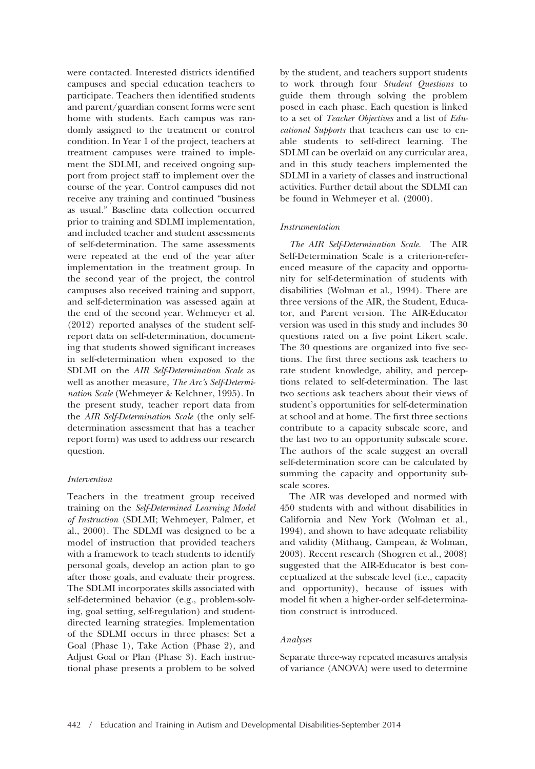were contacted. Interested districts identified campuses and special education teachers to participate. Teachers then identified students and parent/guardian consent forms were sent home with students. Each campus was randomly assigned to the treatment or control condition. In Year 1 of the project, teachers at treatment campuses were trained to implement the SDLMI, and received ongoing support from project staff to implement over the course of the year. Control campuses did not receive any training and continued "business as usual." Baseline data collection occurred prior to training and SDLMI implementation, and included teacher and student assessments of self-determination. The same assessments were repeated at the end of the year after implementation in the treatment group. In the second year of the project, the control campuses also received training and support, and self-determination was assessed again at the end of the second year. Wehmeyer et al. (2012) reported analyses of the student self-report data on self-determination, documenting that students showed significant increases in self-determination when exposed to the SDLMI on the *AIR Self-Determination Scale* as well as another measure, *The Arc's Self-Determination Scale* (Wehmeyer & Kelchner, 1995). In the present study, teacher report data from the *AIR Self-Determination Scale* (the only self-determination assessment that has a teacher report form) was used to address our research question.

### *Intervention*

Teachers in the treatment group received training on the *Self-Determined Learning Model of Instruction* (SDLMI; Wehmeyer, Palmer, et al., 2000). The SDLMI was designed to be a model of instruction that provided teachers with a framework to teach students to identify personal goals, develop an action plan to go after those goals, and evaluate their progress. The SDLMI incorporates skills associated with self-determined behavior (e.g., problem-solving, goal setting, self-regulation) and student-directed learning strategies. Implementation of the SDLMI occurs in three phases: Set a Goal (Phase 1), Take Action (Phase 2), and Adjust Goal or Plan (Phase 3). Each instructional phase presents a problem to be solved by the student, and teachers support students to work through four *Student Questions* to guide them through solving the problem posed in each phase. Each question is linked to a set of *Teacher Objectives* and a list of *Educational Supports* that teachers can use to enable students to self-direct learning. The SDLMI can be overlaid on any curricular area, and in this study teachers implemented the SDLMI in a variety of classes and instructional activities. Further detail about the SDLMI can be found in Wehmeyer et al. (2000).

### *Instrumentation*

*The AIR Self-Determination Scale.* The AIR Self-Determination Scale is a criterion-referenced measure of the capacity and opportunity for self-determination of students with disabilities (Wolman et al., 1994). There are three versions of the AIR, the Student, Educator, and Parent version. The AIR-Educator version was used in this study and includes 30 questions rated on a five point Likert scale. The 30 questions are organized into five sections. The first three sections ask teachers to rate student knowledge, ability, and perceptions related to self-determination. The last two sections ask teachers about their views of student's opportunities for self-determination at school and at home. The first three sections contribute to a capacity subscale score, and the last two to an opportunity subscale score. The authors of the scale suggest an overall self-determination score can be calculated by summing the capacity and opportunity subscale scores.

The AIR was developed and normed with 450 students with and without disabilities in California and New York (Wolman et al., 1994), and shown to have adequate reliability and validity (Mithaug, Campeau, & Wolman, 2003). Recent research (Shogren et al., 2008) suggested that the AIR-Educator is best conceptualized at the subscale level (i.e., capacity and opportunity), because of issues with model fit when a higher-order self-determination construct is introduced.

### *Analyses*

Separate three-way repeated measures analysis of variance (ANOVA) were used to determine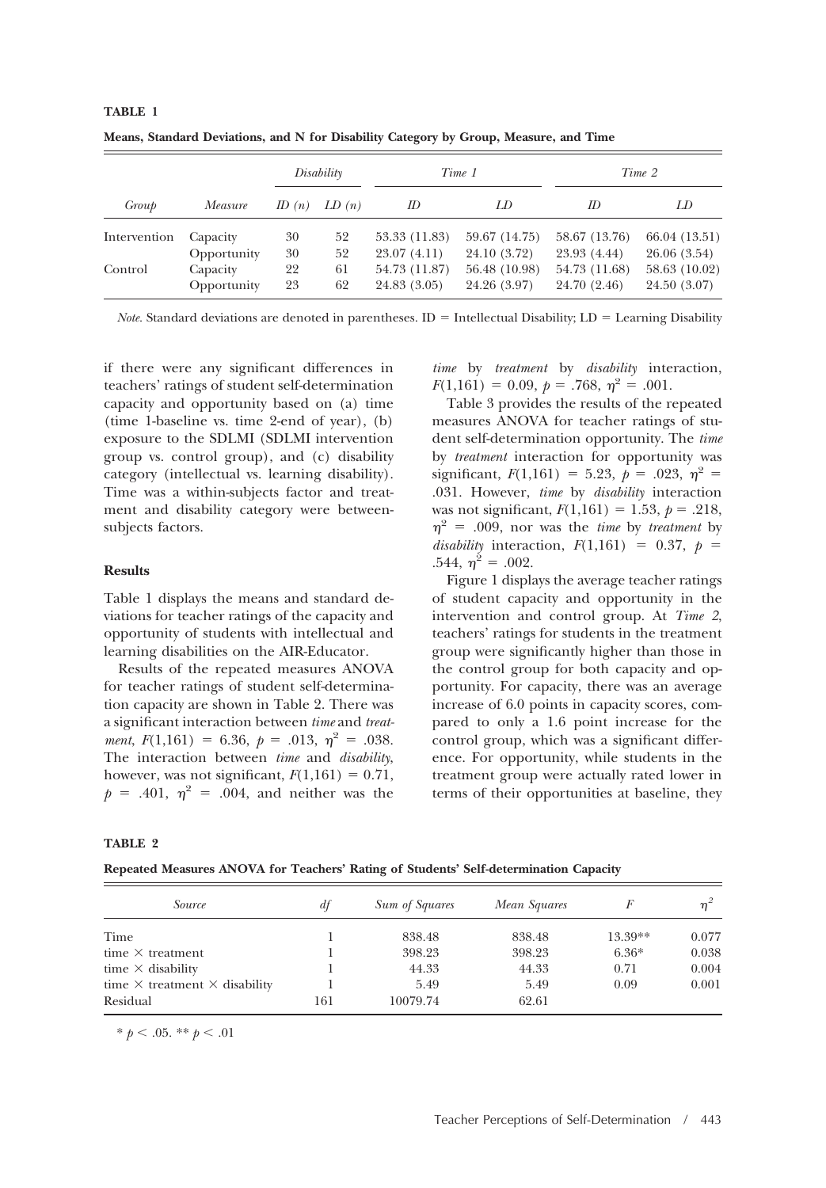**TABLE 1**

**Means, Standard Deviations, and N for Disability Category by Group, Measure, and Time**

| | | *Disability* | | *Time 1* | | *Time 2* | |
|---|---|---|---|---|---|---|---|
| *Group* | *Measure* | *ID (n)* | *LD (n)* | *ID* | *LD* | *ID* | *LD* |
| Intervention | Capacity | 30 | 52 | 53.33 (11.83) | 59.67 (14.75) | 58.67 (13.76) | 66.04 (13.51) |
| | Opportunity | 30 | 52 | 23.07 (4.11) | 24.10 (3.72) | 23.93 (4.44) | 26.06 (3.54) |
| Control | Capacity | 22 | 61 | 54.73 (11.87) | 56.48 (10.98) | 54.73 (11.68) | 58.63 (10.02) |
| | Opportunity | 23 | 62 | 24.83 (3.05) | 24.26 (3.97) | 24.70 (2.46) | 24.50 (3.07) |

*Note.* Standard deviations are denoted in parentheses. ID = Intellectual Disability; LD = Learning Disability

if there were any significant differences in teachers' ratings of student self-determination capacity and opportunity based on (a) time (time 1-baseline vs. time 2-end of year), (b) exposure to the SDLMI (SDLMI intervention group vs. control group), and (c) disability category (intellectual vs. learning disability). Time was a within-subjects factor and treatment and disability category were between-subjects factors.

### Results

Table 1 displays the means and standard deviations for teacher ratings of the capacity and opportunity of students with intellectual and learning disabilities on the AIR-Educator.

Results of the repeated measures ANOVA for teacher ratings of student self-determination capacity are shown in Table 2. There was a significant interaction between *time* and *treatment*, $F(1,161) = 6.36$, $p = .013$, $\eta^2 = .038$. The interaction between *time* and *disability*, however, was not significant, $F(1,161) = 0.71$, $p = .401$, $\eta^2 = .004$, and neither was the *time* by *treatment* by *disability* interaction, $F(1,161) = 0.09$, $p = .768$, $\eta^2 = .001$.

Table 3 provides the results of the repeated measures ANOVA for teacher ratings of student self-determination opportunity. The *time* by *treatment* interaction for opportunity was significant, $F(1,161) = 5.23$, $p = .023$, $\eta^2 = .031$. However, *time* by *disability* interaction was not significant, $F(1,161) = 1.53$, $p = .218$, $\eta^2 = .009$, nor was the *time* by *treatment* by *disability* interaction, $F(1,161) = 0.37$, $p = .544$, $\eta^2 = .002$.

Figure 1 displays the average teacher ratings of student capacity and opportunity in the intervention and control group. At *Time 2*, teachers' ratings for students in the treatment group were significantly higher than those in the control group for both capacity and opportunity. For capacity, there was an average increase of 6.0 points in capacity scores, compared to only a 1.6 point increase for the control group, which was a significant difference. For opportunity, while students in the treatment group were actually rated lower in terms of their opportunities at baseline, they

**TABLE 2**

**Repeated Measures ANOVA for Teachers' Rating of Students' Self-determination Capacity**

| *Source* | *df* | *Sum of Squares* | *Mean Squares* | *F* | $\eta^2$ |
|---|---|---|---|---|---|
| Time | 1 | 838.48 | 838.48 | 13.39** | 0.077 |
| time × treatment | 1 | 398.23 | 398.23 | 6.36* | 0.038 |
| time × disability | 1 | 44.33 | 44.33 | 0.71 | 0.004 |
| time × treatment × disability | 1 | 5.49 | 5.49 | 0.09 | 0.001 |
| Residual | 161 | 10079.74 | 62.61 | | |

\* $p < .05$. ** $p < .01$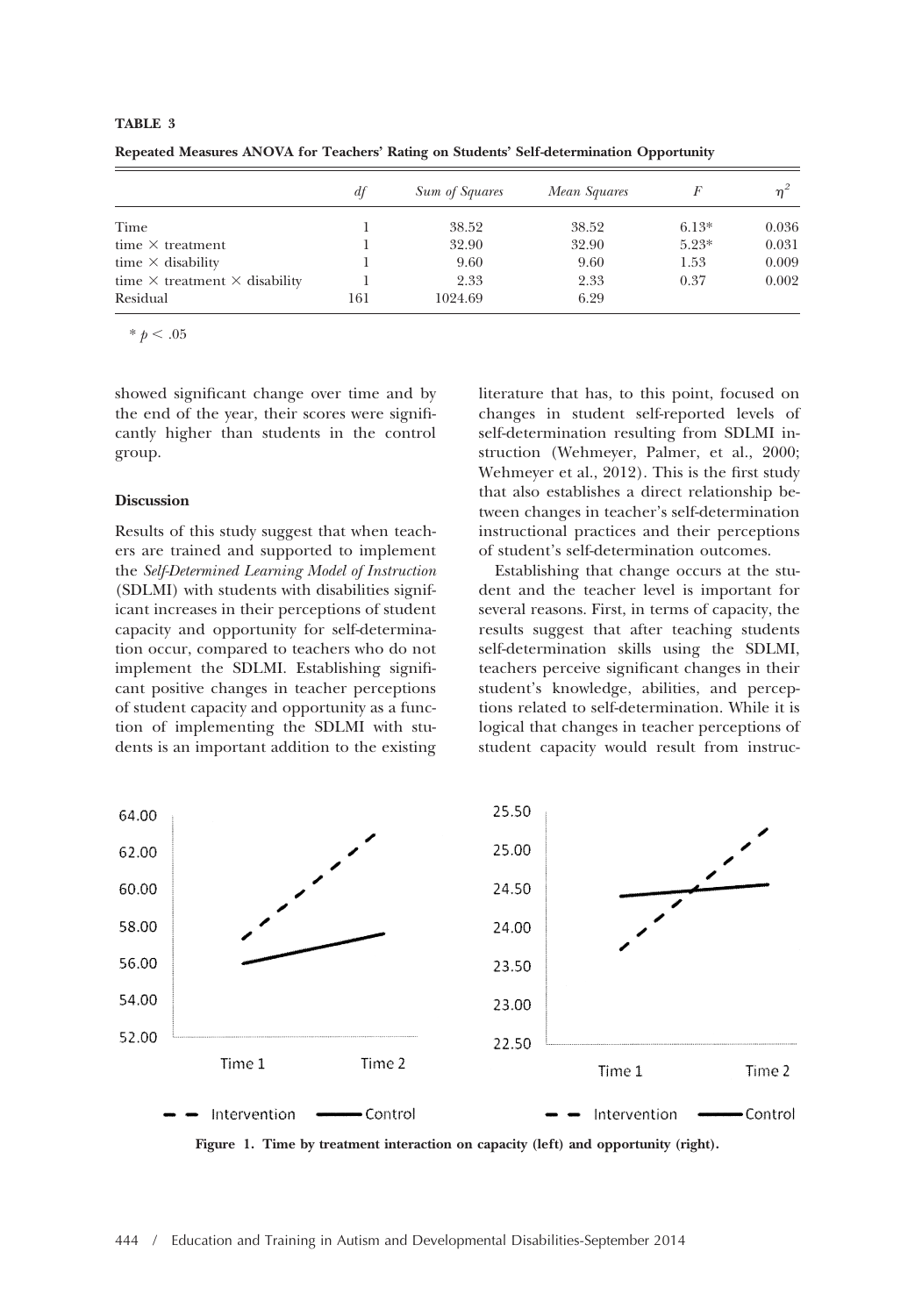**TABLE 3**

**Repeated Measures ANOVA for Teachers' Rating on Students' Self-determination Opportunity**

| | *df* | *Sum of Squares* | *Mean Squares* | *F* | $\eta^2$ |
|---|---|---|---|---|---|
| Time | 1 | 38.52 | 38.52 | 6.13* | 0.036 |
| time × treatment | 1 | 32.90 | 32.90 | 5.23* | 0.031 |
| time × disability | 1 | 9.60 | 9.60 | 1.53 | 0.009 |
| time × treatment × disability | 1 | 2.33 | 2.33 | 0.37 | 0.002 |
| Residual | 161 | 1024.69 | 6.29 | | |

* $p < .05$

showed significant change over time and by the end of the year, their scores were significantly higher than students in the control group.

### Discussion

Results of this study suggest that when teachers are trained and supported to implement the *Self-Determined Learning Model of Instruction* (SDLMI) with students with disabilities significant increases in their perceptions of student capacity and opportunity for self-determination occur, compared to teachers who do not implement the SDLMI. Establishing significant positive changes in teacher perceptions of student capacity and opportunity as a function of implementing the SDLMI with students is an important addition to the existing literature that has, to this point, focused on changes in student self-reported levels of self-determination resulting from SDLMI instruction (Wehmeyer, Palmer, et al., 2000; Wehmeyer et al., 2012). This is the first study that also establishes a direct relationship between changes in teacher's self-determination instructional practices and their perceptions of student's self-determination outcomes.

Establishing that change occurs at the student and the teacher level is important for several reasons. First, in terms of capacity, the results suggest that after teaching students self-determination skills using the SDLMI, teachers perceive significant changes in their student's knowledge, abilities, and perceptions related to self-determination. While it is logical that changes in teacher perceptions of student capacity would result from instruc-

**Figure 1. Time by treatment interaction on capacity (left) and opportunity (right).**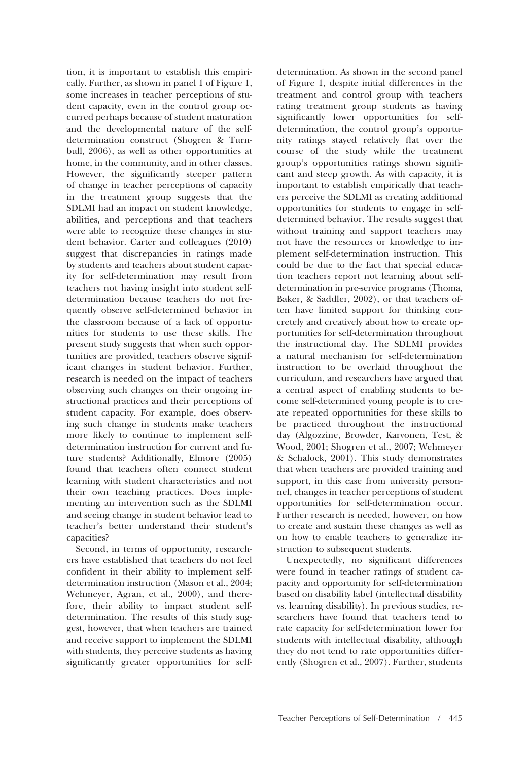tion, it is important to establish this empirically. Further, as shown in panel 1 of Figure 1, some increases in teacher perceptions of student capacity, even in the control group occurred perhaps because of student maturation and the developmental nature of the self-determination construct (Shogren & Turnbull, 2006), as well as other opportunities at home, in the community, and in other classes. However, the significantly steeper pattern of change in teacher perceptions of capacity in the treatment group suggests that the SDLMI had an impact on student knowledge, abilities, and perceptions and that teachers were able to recognize these changes in student behavior. Carter and colleagues (2010) suggest that discrepancies in ratings made by students and teachers about student capacity for self-determination may result from teachers not having insight into student self-determination because teachers do not frequently observe self-determined behavior in the classroom because of a lack of opportunities for students to use these skills. The present study suggests that when such opportunities are provided, teachers observe significant changes in student behavior. Further, research is needed on the impact of teachers observing such changes on their ongoing instructional practices and their perceptions of student capacity. For example, does observing such change in students make teachers more likely to continue to implement self-determination instruction for current and future students? Additionally, Elmore (2005) found that teachers often connect student learning with student characteristics and not their own teaching practices. Does implementing an intervention such as the SDLMI and seeing change in student behavior lead to teacher's better understand their student's capacities?

Second, in terms of opportunity, researchers have established that teachers do not feel confident in their ability to implement self-determination instruction (Mason et al., 2004; Wehmeyer, Agran, et al., 2000), and therefore, their ability to impact student self-determination. The results of this study suggest, however, that when teachers are trained and receive support to implement the SDLMI with students, they perceive students as having significantly greater opportunities for self-determination. As shown in the second panel of Figure 1, despite initial differences in the treatment and control group with teachers rating treatment group students as having significantly lower opportunities for self-determination, the control group's opportunity ratings stayed relatively flat over the course of the study while the treatment group's opportunities ratings shown significant and steep growth. As with capacity, it is important to establish empirically that teachers perceive the SDLMI as creating additional opportunities for students to engage in self-determined behavior. The results suggest that without training and support teachers may not have the resources or knowledge to implement self-determination instruction. This could be due to the fact that special education teachers report not learning about self-determination in pre-service programs (Thoma, Baker, & Saddler, 2002), or that teachers often have limited support for thinking concretely and creatively about how to create opportunities for self-determination throughout the instructional day. The SDLMI provides a natural mechanism for self-determination instruction to be overlaid throughout the curriculum, and researchers have argued that a central aspect of enabling students to become self-determined young people is to create repeated opportunities for these skills to be practiced throughout the instructional day (Algozzine, Browder, Karvonen, Test, & Wood, 2001; Shogren et al., 2007; Wehmeyer & Schalock, 2001). This study demonstrates that when teachers are provided training and support, in this case from university personnel, changes in teacher perceptions of student opportunities for self-determination occur. Further research is needed, however, on how to create and sustain these changes as well as on how to enable teachers to generalize instruction to subsequent students.

Unexpectedly, no significant differences were found in teacher ratings of student capacity and opportunity for self-determination based on disability label (intellectual disability vs. learning disability). In previous studies, researchers have found that teachers tend to rate capacity for self-determination lower for students with intellectual disability, although they do not tend to rate opportunities differently (Shogren et al., 2007). Further, students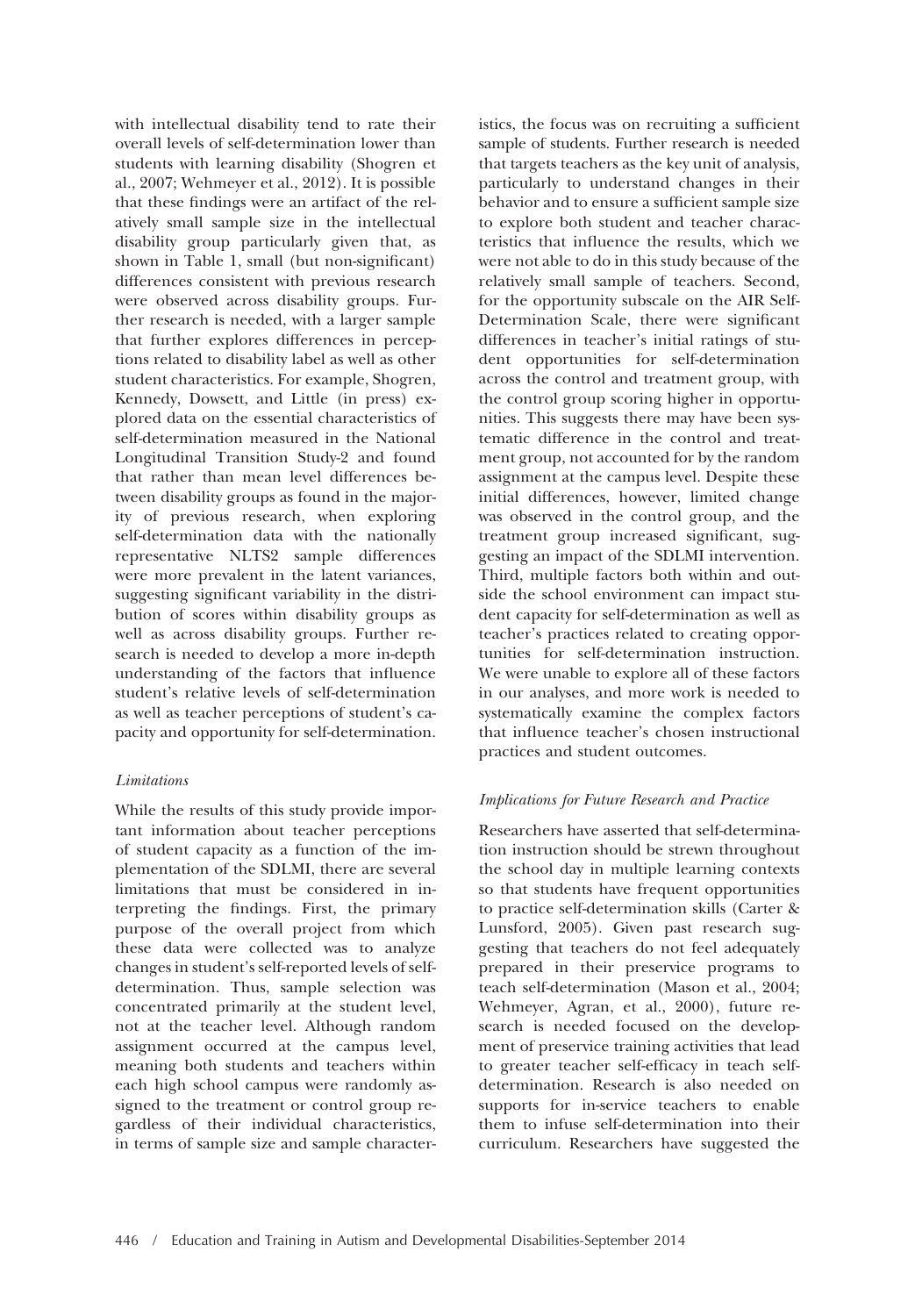with intellectual disability tend to rate their overall levels of self-determination lower than students with learning disability (Shogren et al., 2007; Wehmeyer et al., 2012). It is possible that these findings were an artifact of the relatively small sample size in the intellectual disability group particularly given that, as shown in Table 1, small (but non-significant) differences consistent with previous research were observed across disability groups. Further research is needed, with a larger sample that further explores differences in perceptions related to disability label as well as other student characteristics. For example, Shogren, Kennedy, Dowsett, and Little (in press) explored data on the essential characteristics of self-determination measured in the National Longitudinal Transition Study-2 and found that rather than mean level differences between disability groups as found in the majority of previous research, when exploring self-determination data with the nationally representative NLTS2 sample differences were more prevalent in the latent variances, suggesting significant variability in the distribution of scores within disability groups as well as across disability groups. Further research is needed to develop a more in-depth understanding of the factors that influence student's relative levels of self-determination as well as teacher perceptions of student's capacity and opportunity for self-determination.

### *Limitations*

While the results of this study provide important information about teacher perceptions of student capacity as a function of the implementation of the SDLMI, there are several limitations that must be considered in interpreting the findings. First, the primary purpose of the overall project from which these data were collected was to analyze changes in student's self-reported levels of self-determination. Thus, sample selection was concentrated primarily at the student level, not at the teacher level. Although random assignment occurred at the campus level, meaning both students and teachers within each high school campus were randomly assigned to the treatment or control group regardless of their individual characteristics, in terms of sample size and sample characteristics, the focus was on recruiting a sufficient sample of students. Further research is needed that targets teachers as the key unit of analysis, particularly to understand changes in their behavior and to ensure a sufficient sample size to explore both student and teacher characteristics that influence the results, which we were not able to do in this study because of the relatively small sample of teachers. Second, for the opportunity subscale on the AIR Self-Determination Scale, there were significant differences in teacher's initial ratings of student opportunities for self-determination across the control and treatment group, with the control group scoring higher in opportunities. This suggests there may have been systematic difference in the control and treatment group, not accounted for by the random assignment at the campus level. Despite these initial differences, however, limited change was observed in the control group, and the treatment group increased significant, suggesting an impact of the SDLMI intervention. Third, multiple factors both within and outside the school environment can impact student capacity for self-determination as well as teacher's practices related to creating opportunities for self-determination instruction. We were unable to explore all of these factors in our analyses, and more work is needed to systematically examine the complex factors that influence teacher's chosen instructional practices and student outcomes.

### *Implications for Future Research and Practice*

Researchers have asserted that self-determination instruction should be strewn throughout the school day in multiple learning contexts so that students have frequent opportunities to practice self-determination skills (Carter & Lunsford, 2005). Given past research suggesting that teachers do not feel adequately prepared in their preservice programs to teach self-determination (Mason et al., 2004; Wehmeyer, Agran, et al., 2000), future research is needed focused on the development of preservice training activities that lead to greater teacher self-efficacy in teach self-determination. Research is also needed on supports for in-service teachers to enable them to infuse self-determination into their curriculum. Researchers have suggested the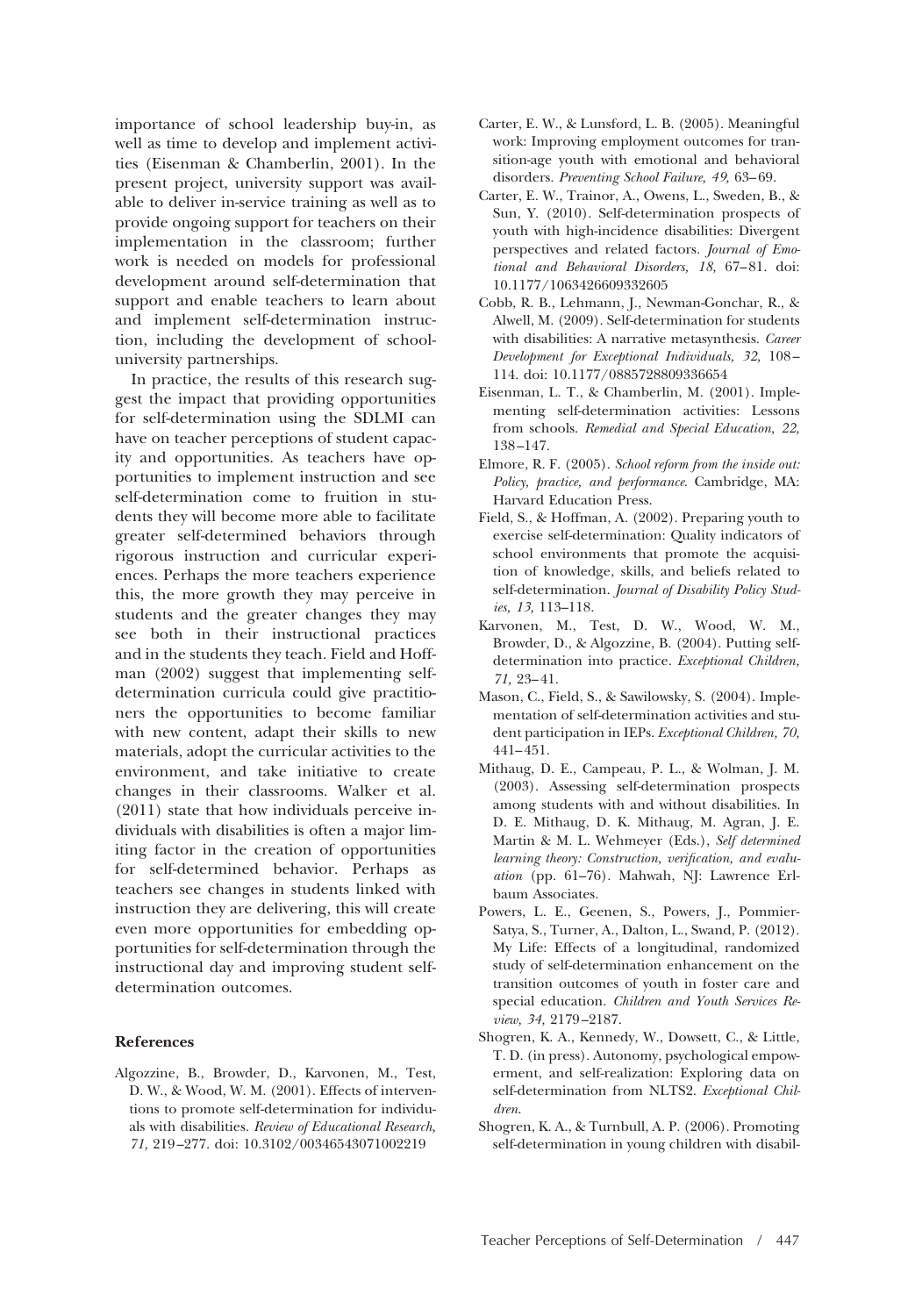importance of school leadership buy-in, as well as time to develop and implement activities (Eisenman & Chamberlin, 2001). In the present project, university support was available to deliver in-service training as well as to provide ongoing support for teachers on their implementation in the classroom; further work is needed on models for professional development around self-determination that support and enable teachers to learn about and implement self-determination instruction, including the development of school-university partnerships.

In practice, the results of this research suggest the impact that providing opportunities for self-determination using the SDLMI can have on teacher perceptions of student capacity and opportunities. As teachers have opportunities to implement instruction and see self-determination come to fruition in students they will become more able to facilitate greater self-determined behaviors through rigorous instruction and curricular experiences. Perhaps the more teachers experience this, the more growth they may perceive in students and the greater changes they may see both in their instructional practices and in the students they teach. Field and Hoffman (2002) suggest that implementing self-determination curricula could give practitioners the opportunities to become familiar with new content, adapt their skills to new materials, adopt the curricular activities to the environment, and take initiative to create changes in their classrooms. Walker et al. (2011) state that how individuals perceive individuals with disabilities is often a major limiting factor in the creation of opportunities for self-determined behavior. Perhaps as teachers see changes in students linked with instruction they are delivering, this will create even more opportunities for embedding opportunities for self-determination through the instructional day and improving student self-determination outcomes.

### References

Algozzine, B., Browder, D., Karvonen, M., Test, D. W., & Wood, W. M. (2001). Effects of interventions to promote self-determination for individuals with disabilities. *Review of Educational Research, 71,* 219–277. doi: 10.3102/00346543071002219

Carter, E. W., & Lunsford, L. B. (2005). Meaningful work: Improving employment outcomes for transition-age youth with emotional and behavioral disorders. *Preventing School Failure, 49,* 63–69.

Carter, E. W., Trainor, A., Owens, L., Sweden, B., & Sun, Y. (2010). Self-determination prospects of youth with high-incidence disabilities: Divergent perspectives and related factors. *Journal of Emotional and Behavioral Disorders, 18,* 67–81. doi: 10.1177/1063426609332605

Cobb, R. B., Lehmann, J., Newman-Gonchar, R., & Alwell, M. (2009). Self-determination for students with disabilities: A narrative metasynthesis. *Career Development for Exceptional Individuals, 32,* 108–114. doi: 10.1177/0885728809336654

Eisenman, L. T., & Chamberlin, M. (2001). Implementing self-determination activities: Lessons from schools. *Remedial and Special Education, 22,* 138–147.

Elmore, R. F. (2005). *School reform from the inside out: Policy, practice, and performance.* Cambridge, MA: Harvard Education Press.

Field, S., & Hoffman, A. (2002). Preparing youth to exercise self-determination: Quality indicators of school environments that promote the acquisition of knowledge, skills, and beliefs related to self-determination. *Journal of Disability Policy Studies, 13,* 113–118.

Karvonen, M., Test, D. W., Wood, W. M., Browder, D., & Algozzine, B. (2004). Putting self-determination into practice. *Exceptional Children, 71,* 23–41.

Mason, C., Field, S., & Sawilowsky, S. (2004). Implementation of self-determination activities and student participation in IEPs. *Exceptional Children, 70,* 441–451.

Mithaug, D. E., Campeau, P. L., & Wolman, J. M. (2003). Assessing self-determination prospects among students with and without disabilities. In D. E. Mithaug, D. K. Mithaug, M. Agran, J. E. Martin & M. L. Wehmeyer (Eds.), *Self determined learning theory: Construction, verification, and evaluation* (pp. 61–76). Mahwah, NJ: Lawrence Erlbaum Associates.

Powers, L. E., Geenen, S., Powers, J., Pommier-Satya, S., Turner, A., Dalton, L., Swand, P. (2012). My Life: Effects of a longitudinal, randomized study of self-determination enhancement on the transition outcomes of youth in foster care and special education. *Children and Youth Services Review, 34,* 2179–2187.

Shogren, K. A., Kennedy, W., Dowsett, C., & Little, T. D. (in press). Autonomy, psychological empowerment, and self-realization: Exploring data on self-determination from NLTS2. *Exceptional Children.*

Shogren, K. A., & Turnbull, A. P. (2006). Promoting self-determination in young children with disabil-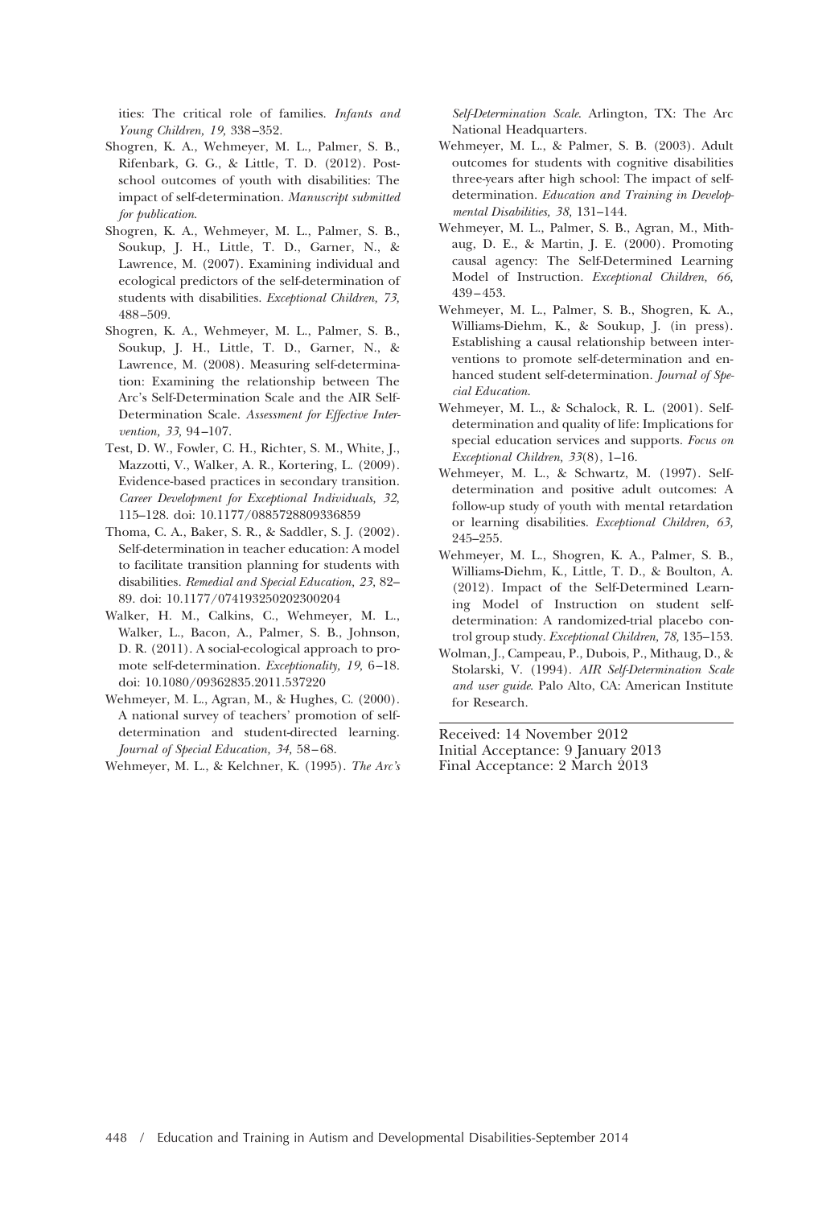ities: The critical role of families. *Infants and Young Children, 19,* 338–352.

Shogren, K. A., Wehmeyer, M. L., Palmer, S. B., Rifenbark, G. G., & Little, T. D. (2012). Post-school outcomes of youth with disabilities: The impact of self-determination. *Manuscript submitted for publication.*

Shogren, K. A., Wehmeyer, M. L., Palmer, S. B., Soukup, J. H., Little, T. D., Garner, N., & Lawrence, M. (2007). Examining individual and ecological predictors of the self-determination of students with disabilities. *Exceptional Children, 73,* 488–509.

Shogren, K. A., Wehmeyer, M. L., Palmer, S. B., Soukup, J. H., Little, T. D., Garner, N., & Lawrence, M. (2008). Measuring self-determination: Examining the relationship between The Arc's Self-Determination Scale and the AIR Self-Determination Scale. *Assessment for Effective Intervention, 33,* 94–107.

Test, D. W., Fowler, C. H., Richter, S. M., White, J., Mazzotti, V., Walker, A. R., Kortering, L. (2009). Evidence-based practices in secondary transition. *Career Development for Exceptional Individuals, 32,* 115–128. doi: 10.1177/0885728809336859

Thoma, C. A., Baker, S. R., & Saddler, S. J. (2002). Self-determination in teacher education: A model to facilitate transition planning for students with disabilities. *Remedial and Special Education, 23,* 82–89. doi: 10.1177/074193250202300204

Walker, H. M., Calkins, C., Wehmeyer, M. L., Walker, L., Bacon, A., Palmer, S. B., Johnson, D. R. (2011). A social-ecological approach to promote self-determination. *Exceptionality, 19,* 6–18. doi: 10.1080/09362835.2011.537220

Wehmeyer, M. L., Agran, M., & Hughes, C. (2000). A national survey of teachers' promotion of self-determination and student-directed learning. *Journal of Special Education, 34,* 58–68.

Wehmeyer, M. L., & Kelchner, K. (1995). *The Arc's Self-Determination Scale.* Arlington, TX: The Arc National Headquarters.

Wehmeyer, M. L., & Palmer, S. B. (2003). Adult outcomes for students with cognitive disabilities three-years after high school: The impact of self-determination. *Education and Training in Developmental Disabilities, 38,* 131–144.

Wehmeyer, M. L., Palmer, S. B., Agran, M., Mithaug, D. E., & Martin, J. E. (2000). Promoting causal agency: The Self-Determined Learning Model of Instruction. *Exceptional Children, 66,* 439–453.

Wehmeyer, M. L., Palmer, S. B., Shogren, K. A., Williams-Diehm, K., & Soukup, J. (in press). Establishing a causal relationship between interventions to promote self-determination and enhanced student self-determination. *Journal of Special Education.*

Wehmeyer, M. L., & Schalock, R. L. (2001). Self-determination and quality of life: Implications for special education services and supports. *Focus on Exceptional Children, 33*(8), 1–16.

Wehmeyer, M. L., & Schwartz, M. (1997). Self-determination and positive adult outcomes: A follow-up study of youth with mental retardation or learning disabilities. *Exceptional Children, 63,* 245–255.

Wehmeyer, M. L., Shogren, K. A., Palmer, S. B., Williams-Diehm, K., Little, T. D., & Boulton, A. (2012). Impact of the Self-Determined Learning Model of Instruction on student self-determination: A randomized-trial placebo control group study. *Exceptional Children, 78,* 135–153.

Wolman, J., Campeau, P., Dubois, P., Mithaug, D., & Stolarski, V. (1994). *AIR Self-Determination Scale and user guide.* Palo Alto, CA: American Institute for Research.

Received: 14 November 2012
Initial Acceptance: 9 January 2013
Final Acceptance: 2 March 2013